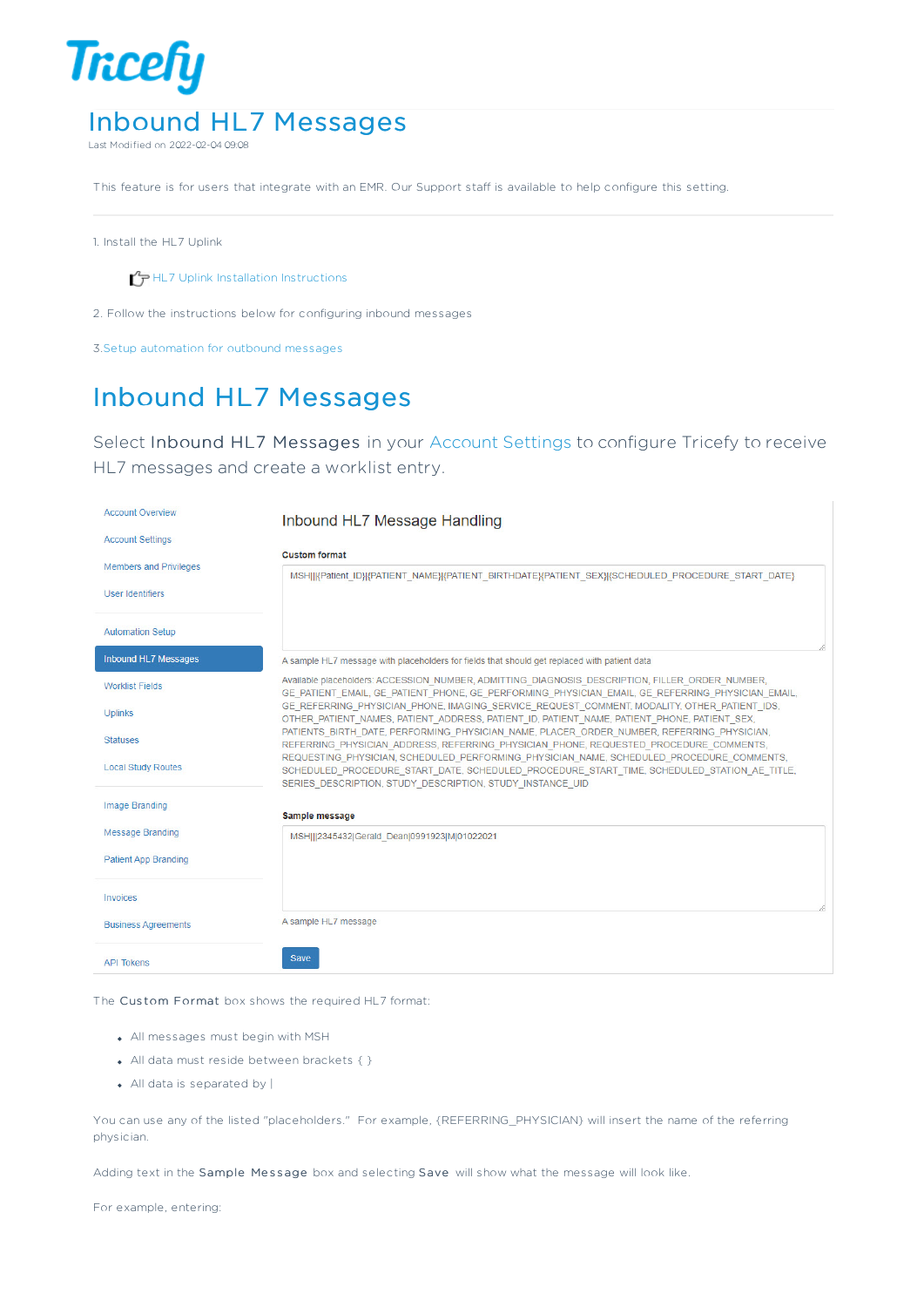Tricefy

# Inbound HL7 Messages

Last Modified on 2022-02-04 09:08

This feature is for users that integrate with an EMR. Our Support staff is available to help configure this setting.

1. Install the HL7 Uplink

   HL7 Uplink Installation Instructions

2. Follow the instructions below for configuring inbound messages

3. Setup automation for outbound messages

# Inbound HL7 Messages

Select **Inbound HL7 Messages** in your Account Settings to configure Tricefy to receive HL7 messages and create a worklist entry.

Account Overview
Account Settings
Members and Privileges
User Identifiers
Automation Setup
Inbound HL7 Messages
Worklist Fields
Uplinks
Statuses
Local Study Routes
Image Branding
Message Branding
Patient App Branding
Invoices
Business Agreements
API Tokens

**Inbound HL7 Message Handling**

**Custom format**

MSH|||{Patient_ID}|{PATIENT_NAME}|{PATIENT_BIRTHDATE}|{PATIENT_SEX}|{SCHEDULED_PROCEDURE_START_DATE}

A sample HL7 message with placeholders for fields that should get replaced with patient data

Available placeholders: ACCESSION_NUMBER, ADMITTING_DIAGNOSIS_DESCRIPTION, FILLER_ORDER_NUMBER, GE_PATIENT_EMAIL, GE_PATIENT_PHONE, GE_PERFORMING_PHYSICIAN_EMAIL, GE_REFERRING_PHYSICIAN_EMAIL, GE_REFERRING_PHYSICIAN_PHONE, IMAGING_SERVICE_REQUEST_COMMENT, MODALITY, OTHER_PATIENT_IDS, OTHER_PATIENT_NAMES, PATIENT_ADDRESS, PATIENT_ID, PATIENT_NAME, PATIENT_PHONE, PATIENT_SEX, PATIENTS_BIRTH_DATE, PERFORMING_PHYSICIAN_NAME, PLACER_ORDER_NUMBER, REFERRING_PHYSICIAN, REFERRING_PHYSICIAN_ADDRESS, REFERRING_PHYSICIAN_PHONE, REQUESTED_PROCEDURE_COMMENTS, REQUESTING_PHYSICIAN, SCHEDULED_PERFORMING_PHYSICIAN_NAME, SCHEDULED_PROCEDURE_COMMENTS, SCHEDULED_PROCEDURE_START_DATE, SCHEDULED_PROCEDURE_START_TIME, SCHEDULED_STATION_AE_TITLE, SERIES_DESCRIPTION, STUDY_DESCRIPTION, STUDY_INSTANCE_UID

**Sample message**

MSH|||2345432|Gerald_Dean|0991923|M|01022021

A sample HL7 message

Save

The **Custom Format** box shows the required HL7 format:

- All messages must begin with MSH
- All data must reside between brackets { }
- All data is separated by |

You can use any of the listed "placeholders." For example, {REFERRING_PHYSICIAN} will insert the name of the referring physician.

Adding text in the **Sample Message** box and selecting **Save** will show what the message will look like.

For example, entering: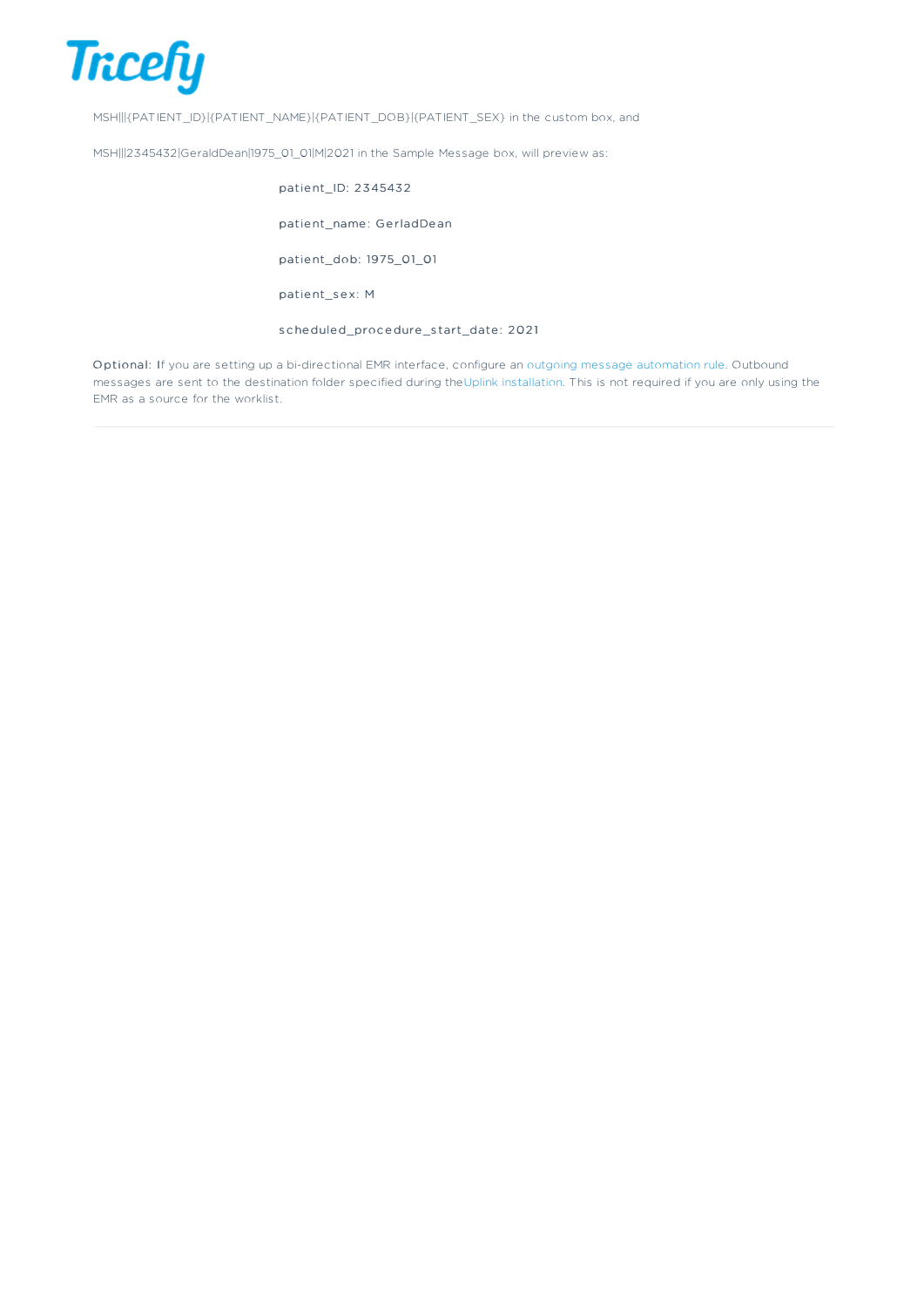MSH|||{PATIENT_ID}|{PATIENT_NAME}|{PATIENT_DOB}|{PATIENT_SEX} in the custom box, and

MSH|||2345432|GeraldDean|1975_01_01|M|2021 in the Sample Message box, will preview as:

patient_ID: 2345432

patient_name: GerladDean

patient_dob: 1975_01_01

patient_sex: M

scheduled_procedure_start_date: 2021

**Optional:** If you are setting up a bi-directional EMR interface, configure an outgoing message automation rule. Outbound messages are sent to the destination folder specified during the Uplink installation. This is not required if you are only using the EMR as a source for the worklist.

---